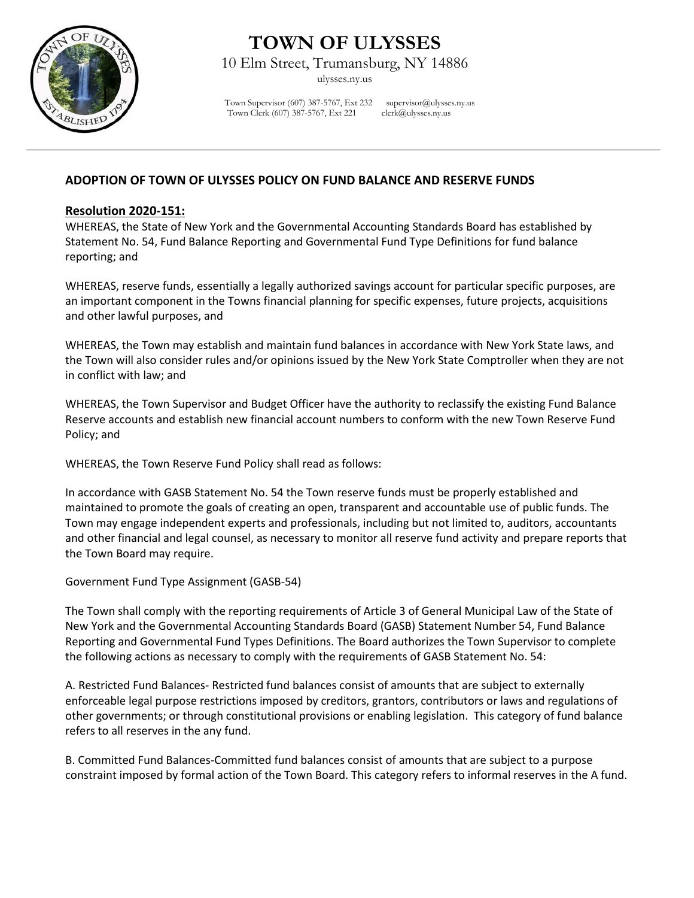# TOWN OF ULYSSES

10 Elm Street, Trumansburg, NY 14886

ulysses.ny.us

Town Supervisor (607) 387-5767, Ext 232 supervisor@ulysses.ny.us
Town Clerk (607) 387-5767, Ext 221 clerk@ulysses.ny.us

## ADOPTION OF TOWN OF ULYSSES POLICY ON FUND BALANCE AND RESERVE FUNDS

**Resolution 2020-151:**

WHEREAS, the State of New York and the Governmental Accounting Standards Board has established by Statement No. 54, Fund Balance Reporting and Governmental Fund Type Definitions for fund balance reporting; and

WHEREAS, reserve funds, essentially a legally authorized savings account for particular specific purposes, are an important component in the Towns financial planning for specific expenses, future projects, acquisitions and other lawful purposes, and

WHEREAS, the Town may establish and maintain fund balances in accordance with New York State laws, and the Town will also consider rules and/or opinions issued by the New York State Comptroller when they are not in conflict with law; and

WHEREAS, the Town Supervisor and Budget Officer have the authority to reclassify the existing Fund Balance Reserve accounts and establish new financial account numbers to conform with the new Town Reserve Fund Policy; and

WHEREAS, the Town Reserve Fund Policy shall read as follows:

In accordance with GASB Statement No. 54 the Town reserve funds must be properly established and maintained to promote the goals of creating an open, transparent and accountable use of public funds. The Town may engage independent experts and professionals, including but not limited to, auditors, accountants and other financial and legal counsel, as necessary to monitor all reserve fund activity and prepare reports that the Town Board may require.

Government Fund Type Assignment (GASB-54)

The Town shall comply with the reporting requirements of Article 3 of General Municipal Law of the State of New York and the Governmental Accounting Standards Board (GASB) Statement Number 54, Fund Balance Reporting and Governmental Fund Types Definitions. The Board authorizes the Town Supervisor to complete the following actions as necessary to comply with the requirements of GASB Statement No. 54:

A. Restricted Fund Balances- Restricted fund balances consist of amounts that are subject to externally enforceable legal purpose restrictions imposed by creditors, grantors, contributors or laws and regulations of other governments; or through constitutional provisions or enabling legislation. This category of fund balance refers to all reserves in the any fund.

B. Committed Fund Balances-Committed fund balances consist of amounts that are subject to a purpose constraint imposed by formal action of the Town Board. This category refers to informal reserves in the A fund.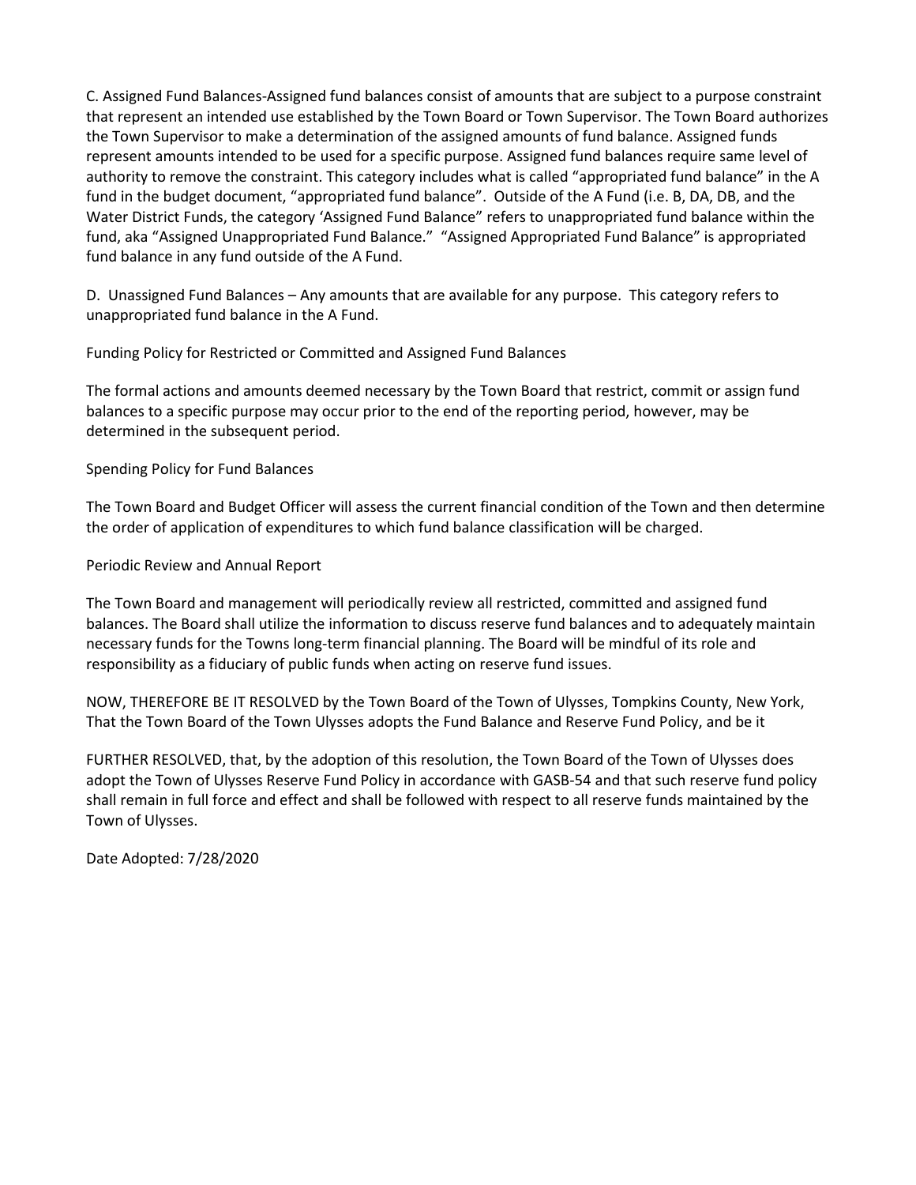C. Assigned Fund Balances-Assigned fund balances consist of amounts that are subject to a purpose constraint that represent an intended use established by the Town Board or Town Supervisor. The Town Board authorizes the Town Supervisor to make a determination of the assigned amounts of fund balance. Assigned funds represent amounts intended to be used for a specific purpose. Assigned fund balances require same level of authority to remove the constraint. This category includes what is called "appropriated fund balance" in the A fund in the budget document, "appropriated fund balance". Outside of the A Fund (i.e. B, DA, DB, and the Water District Funds, the category 'Assigned Fund Balance" refers to unappropriated fund balance within the fund, aka "Assigned Unappropriated Fund Balance." "Assigned Appropriated Fund Balance" is appropriated fund balance in any fund outside of the A Fund.

D. Unassigned Fund Balances – Any amounts that are available for any purpose. This category refers to unappropriated fund balance in the A Fund.

Funding Policy for Restricted or Committed and Assigned Fund Balances

The formal actions and amounts deemed necessary by the Town Board that restrict, commit or assign fund balances to a specific purpose may occur prior to the end of the reporting period, however, may be determined in the subsequent period.

Spending Policy for Fund Balances

The Town Board and Budget Officer will assess the current financial condition of the Town and then determine the order of application of expenditures to which fund balance classification will be charged.

Periodic Review and Annual Report

The Town Board and management will periodically review all restricted, committed and assigned fund balances. The Board shall utilize the information to discuss reserve fund balances and to adequately maintain necessary funds for the Towns long-term financial planning. The Board will be mindful of its role and responsibility as a fiduciary of public funds when acting on reserve fund issues.

NOW, THEREFORE BE IT RESOLVED by the Town Board of the Town of Ulysses, Tompkins County, New York, That the Town Board of the Town Ulysses adopts the Fund Balance and Reserve Fund Policy, and be it

FURTHER RESOLVED, that, by the adoption of this resolution, the Town Board of the Town of Ulysses does adopt the Town of Ulysses Reserve Fund Policy in accordance with GASB-54 and that such reserve fund policy shall remain in full force and effect and shall be followed with respect to all reserve funds maintained by the Town of Ulysses.

Date Adopted: 7/28/2020